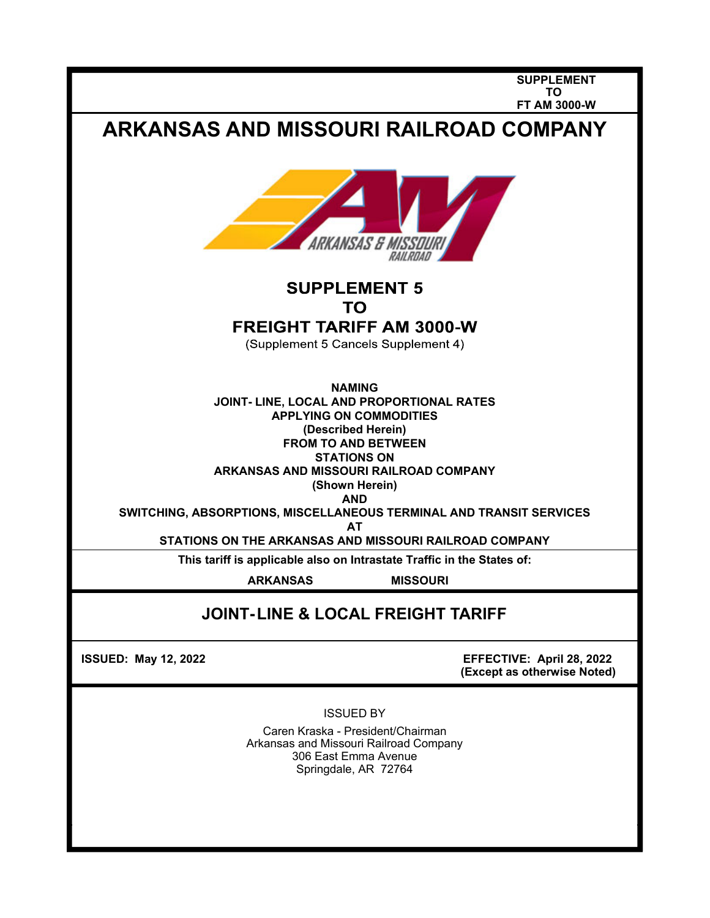SUPPLEMENT
TO
FT AM 3000-W

# ARKANSAS AND MISSOURI RAILROAD COMPANY

## SUPPLEMENT 5
## TO
## FREIGHT TARIFF AM 3000-W

(Supplement 5 Cancels Supplement 4)

**NAMING**
**JOINT- LINE, LOCAL AND PROPORTIONAL RATES**
**APPLYING ON COMMODITIES**
**(Described Herein)**
**FROM TO AND BETWEEN**
**STATIONS ON**
**ARKANSAS AND MISSOURI RAILROAD COMPANY**
**(Shown Herein)**
**AND**
**SWITCHING, ABSORPTIONS, MISCELLANEOUS TERMINAL AND TRANSIT SERVICES**
**AT**
**STATIONS ON THE ARKANSAS AND MISSOURI RAILROAD COMPANY**

**This tariff is applicable also on Intrastate Traffic in the States of:**

**ARKANSAS** **MISSOURI**

## JOINT-LINE & LOCAL FREIGHT TARIFF

**ISSUED: May 12, 2022**

**EFFECTIVE: April 28, 2022**
**(Except as otherwise Noted)**

ISSUED BY

Caren Kraska - President/Chairman
Arkansas and Missouri Railroad Company
306 East Emma Avenue
Springdale, AR 72764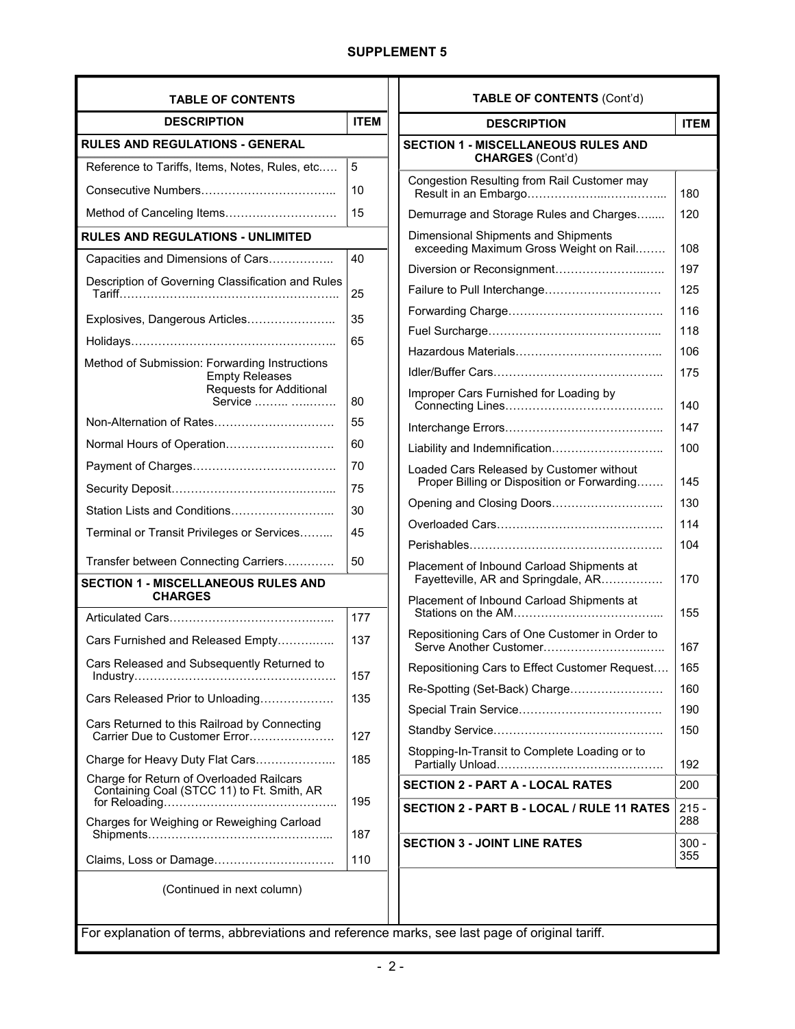**SUPPLEMENT 5**

## TABLE OF CONTENTS

| DESCRIPTION | ITEM |
|---|---|
| **RULES AND REGULATIONS - GENERAL** | |
| Reference to Tariffs, Items, Notes, Rules, etc.…. | 5 |
| Consecutive Numbers…………………………….. | 10 |
| Method of Canceling Items………………………. | 15 |
| **RULES AND REGULATIONS - UNLIMITED** | |
| Capacities and Dimensions of Cars…………….. | 40 |
| Description of Governing Classification and Rules Tariff……………………………………………….. | 25 |
| Explosives, Dangerous Articles………………….. | 35 |
| Holidays…………………………………………….. | 65 |
| Method of Submission: Forwarding Instructions Empty Releases Requests for Additional Service …….. ….……. | 80 |
| Non-Alternation of Rates…………………………. | 55 |
| Normal Hours of Operation………………………. | 60 |
| Payment of Charges………………………………. | 70 |
| Security Deposit…………………………………... | 75 |
| Station Lists and Conditions……………………... | 30 |
| Terminal or Transit Privileges or Services……... | 45 |
| Transfer between Connecting Carriers…………. | 50 |
| **SECTION 1 - MISCELLANEOUS RULES AND CHARGES** | |
| Articulated Cars……………………………………. | 177 |
| Cars Furnished and Released Empty…………... | 137 |
| Cars Released and Subsequently Returned to Industry……………………………………………. | 157 |
| Cars Released Prior to Unloading………………. | 135 |
| Cars Returned to this Railroad by Connecting Carrier Due to Customer Error…………………. | 127 |
| Charge for Heavy Duty Flat Cars………………... | 185 |
| Charge for Return of Overloaded Railcars Containing Coal (STCC 11) to Ft. Smith, AR for Reloading…………………………………………. | 195 |
| Charges for Weighing or Reweighing Carload Shipments………………………………………... | 187 |
| Claims, Loss or Damage…………………………. | 110 |

(Continued in next column)

## TABLE OF CONTENTS (Cont'd)

| DESCRIPTION | ITEM |
|---|---|
| **SECTION 1 - MISCELLANEOUS RULES AND CHARGES** (Cont'd) | |
| Congestion Resulting from Rail Customer may Result in an Embargo……………………………... | 180 |
| Demurrage and Storage Rules and Charges….... | 120 |
| Dimensional Shipments and Shipments exceeding Maximum Gross Weight on Rail.……. | 108 |
| Diversion or Reconsignment…………………….... | 197 |
| Failure to Pull Interchange………………………… | 125 |
| Forwarding Charge…………………………………. | 116 |
| Fuel Surcharge……………………………………... | 118 |
| Hazardous Materials……………………………….. | 106 |
| Idler/Buffer Cars…………………………………….. | 175 |
| Improper Cars Furnished for Loading by Connecting Lines………………………………….. | 140 |
| Interchange Errors………………………………….. | 147 |
| Liability and Indemnification……………………….. | 100 |
| Loaded Cars Released by Customer without Proper Billing or Disposition or Forwarding……. | 145 |
| Opening and Closing Doors……………………….. | 130 |
| Overloaded Cars……………………………………. | 114 |
| Perishables………………………………………….. | 104 |
| Placement of Inbound Carload Shipments at Fayetteville, AR and Springdale, AR……………. | 170 |
| Placement of Inbound Carload Shipments at Stations on the AM………………………………... | 155 |
| Repositioning Cars of One Customer in Order to Serve Another Customer……………………...….. | 167 |
| Repositioning Cars to Effect Customer Request…. | 165 |
| Re-Spotting (Set-Back) Charge…………………… | 160 |
| Special Train Service………………………………. | 190 |
| Standby Service……………………………………. | 150 |
| Stopping-In-Transit to Complete Loading or to Partially Unload……………………………………. | 192 |
| **SECTION 2 - PART A - LOCAL RATES** | 200 |
| **SECTION 2 - PART B - LOCAL / RULE 11 RATES** | 215 - 288 |
| **SECTION 3 - JOINT LINE RATES** | 300 - 355 |

For explanation of terms, abbreviations and reference marks, see last page of original tariff.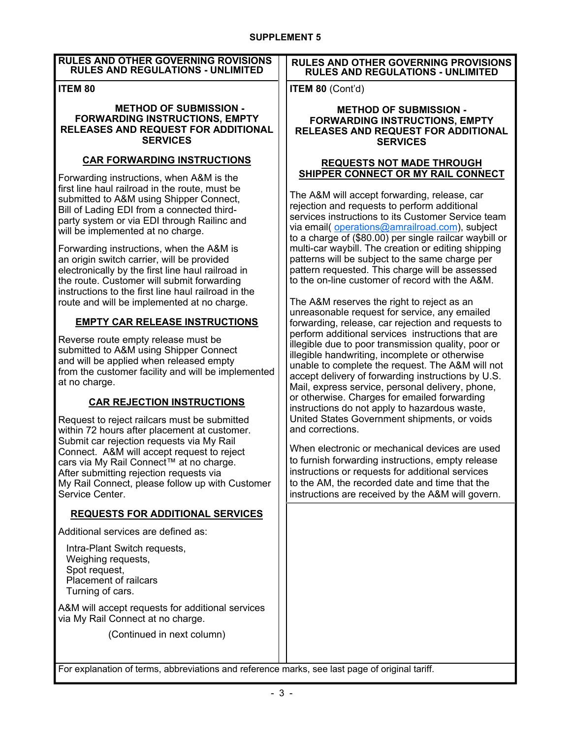**SUPPLEMENT 5**

## RULES AND OTHER GOVERNING ROVISIONS
## RULES AND REGULATIONS - UNLIMITED

**ITEM 80**

### METHOD OF SUBMISSION - FORWARDING INSTRUCTIONS, EMPTY RELEASES AND REQUEST FOR ADDITIONAL SERVICES

#### CAR FORWARDING INSTRUCTIONS

Forwarding instructions, when A&M is the first line haul railroad in the route, must be submitted to A&M using Shipper Connect, Bill of Lading EDI from a connected third-party system or via EDI through Railinc and will be implemented at no charge.

Forwarding instructions, when the A&M is an origin switch carrier, will be provided electronically by the first line haul railroad in the route. Customer will submit forwarding instructions to the first line haul railroad in the route and will be implemented at no charge.

#### EMPTY CAR RELEASE INSTRUCTIONS

Reverse route empty release must be submitted to A&M using Shipper Connect and will be applied when released empty from the customer facility and will be implemented at no charge.

#### CAR REJECTION INSTRUCTIONS

Request to reject railcars must be submitted within 72 hours after placement at customer. Submit car rejection requests via My Rail Connect. A&M will accept request to reject cars via My Rail Connect™ at no charge. After submitting rejection requests via My Rail Connect, please follow up with Customer Service Center.

#### REQUESTS FOR ADDITIONAL SERVICES

Additional services are defined as:

- Intra-Plant Switch requests,
- Weighing requests,
- Spot request,
- Placement of railcars
- Turning of cars.

A&M will accept requests for additional services via My Rail Connect at no charge.

(Continued in next column)

## RULES AND OTHER GOVERNING PROVISIONS
## RULES AND REGULATIONS - UNLIMITED

**ITEM 80** (Cont'd)

### METHOD OF SUBMISSION - FORWARDING INSTRUCTIONS, EMPTY RELEASES AND REQUEST FOR ADDITIONAL SERVICES

#### REQUESTS NOT MADE THROUGH SHIPPER CONNECT OR MY RAIL CONNECT

The A&M will accept forwarding, release, car rejection and requests to perform additional services instructions to its Customer Service team via email( operations@amrailroad.com), subject to a charge of ($80.00) per single railcar waybill or multi-car waybill. The creation or editing shipping patterns will be subject to the same charge per pattern requested. This charge will be assessed to the on-line customer of record with the A&M.

The A&M reserves the right to reject as an unreasonable request for service, any emailed forwarding, release, car rejection and requests to perform additional services instructions that are illegible due to poor transmission quality, poor or illegible handwriting, incomplete or otherwise unable to complete the request. The A&M will not accept delivery of forwarding instructions by U.S. Mail, express service, personal delivery, phone, or otherwise. Charges for emailed forwarding instructions do not apply to hazardous waste, United States Government shipments, or voids and corrections.

When electronic or mechanical devices are used to furnish forwarding instructions, empty release instructions or requests for additional services to the AM, the recorded date and time that the instructions are received by the A&M will govern.

For explanation of terms, abbreviations and reference marks, see last page of original tariff.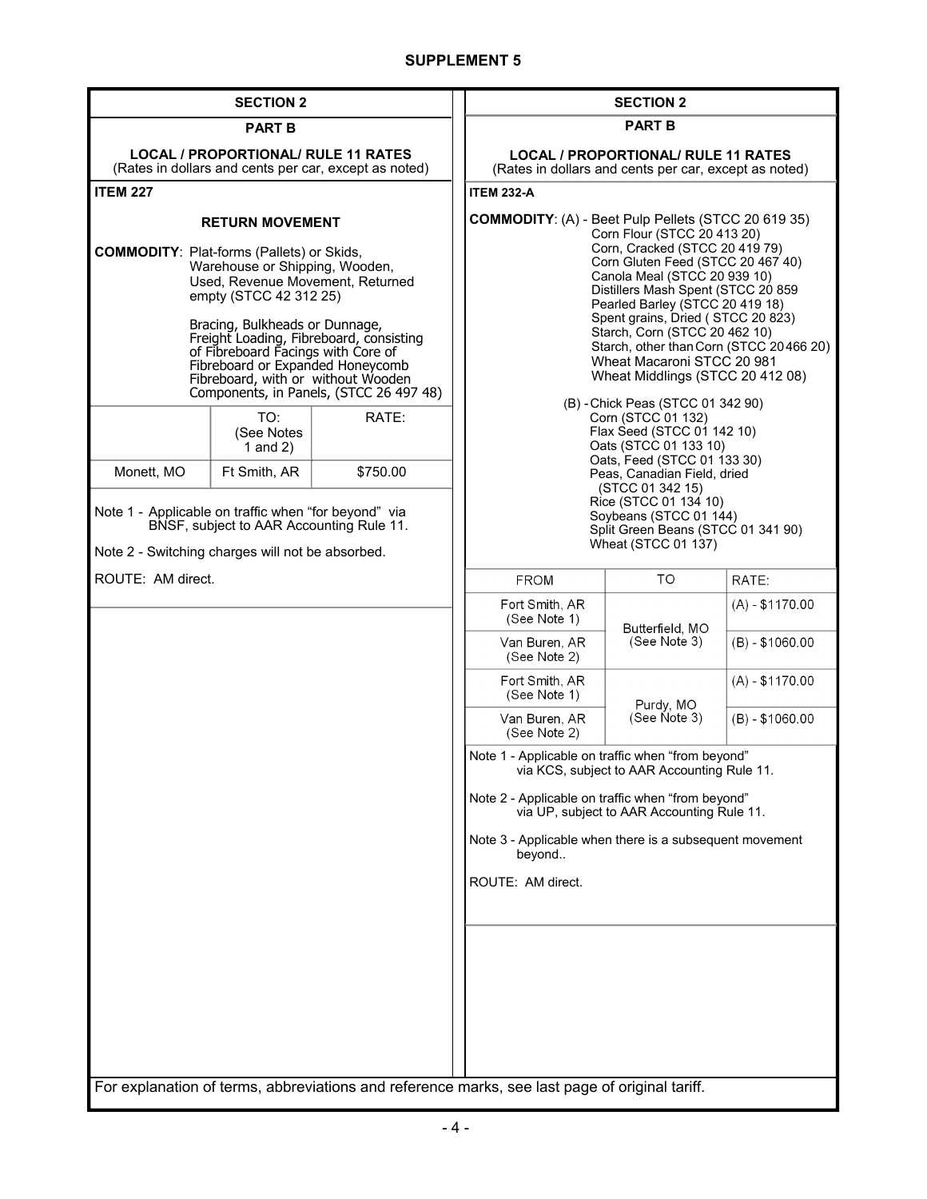## SUPPLEMENT 5

### SECTION 2

#### PART B

**LOCAL / PROPORTIONAL/ RULE 11 RATES**
(Rates in dollars and cents per car, except as noted)

**ITEM 227**

**RETURN MOVEMENT**

**COMMODITY**: Plat-forms (Pallets) or Skids, Warehouse or Shipping, Wooden, Used, Revenue Movement, Returned empty (STCC 42 312 25)

Bracing, Bulkheads or Dunnage, Freight Loading, Fibreboard, consisting of Fibreboard Facings with Core of Fibreboard or Expanded Honeycomb Fibreboard, with or without Wooden Components, in Panels, (STCC 26 497 48)

| | TO: (See Notes 1 and 2) | RATE: |
|---|---|---|
| Monett, MO | Ft Smith, AR | $750.00 |

Note 1 - Applicable on traffic when “for beyond” via BNSF, subject to AAR Accounting Rule 11.

Note 2 - Switching charges will not be absorbed.

ROUTE: AM direct.

### SECTION 2

#### PART B

**LOCAL / PROPORTIONAL/ RULE 11 RATES**
(Rates in dollars and cents per car, except as noted)

**ITEM 232-A**

**COMMODITY**: (A) - Beet Pulp Pellets (STCC 20 619 35)
Corn Flour (STCC 20 413 20)
Corn, Cracked (STCC 20 419 79)
Corn Gluten Feed (STCC 20 467 40)
Canola Meal (STCC 20 939 10)
Distillers Mash Spent (STCC 20 859
Pearled Barley (STCC 20 419 18)
Spent grains, Dried ( STCC 20 823)
Starch, Corn (STCC 20 462 10)
Starch, other than Corn (STCC 20466 20)
Wheat Macaroni STCC 20 981
Wheat Middlings (STCC 20 412 08)

(B) - Chick Peas (STCC 01 342 90)
Corn (STCC 01 132)
Flax Seed (STCC 01 142 10)
Oats (STCC 01 133 10)
Oats, Feed (STCC 01 133 30)
Peas, Canadian Field, dried (STCC 01 342 15)
Rice (STCC 01 134 10)
Soybeans (STCC 01 144)
Split Green Beans (STCC 01 341 90)
Wheat (STCC 01 137)

| FROM | TO | RATE: |
|---|---|---|
| Fort Smith, AR (See Note 1) | Butterfield, MO (See Note 3) | (A) - $1170.00 |
| Van Buren, AR (See Note 2) | | (B) - $1060.00 |
| Fort Smith, AR (See Note 1) | Purdy, MO (See Note 3) | (A) - $1170.00 |
| Van Buren, AR (See Note 2) | | (B) - $1060.00 |

Note 1 - Applicable on traffic when “from beyond” via KCS, subject to AAR Accounting Rule 11.

Note 2 - Applicable on traffic when “from beyond” via UP, subject to AAR Accounting Rule 11.

Note 3 - Applicable when there is a subsequent movement beyond..

ROUTE: AM direct.

For explanation of terms, abbreviations and reference marks, see last page of original tariff.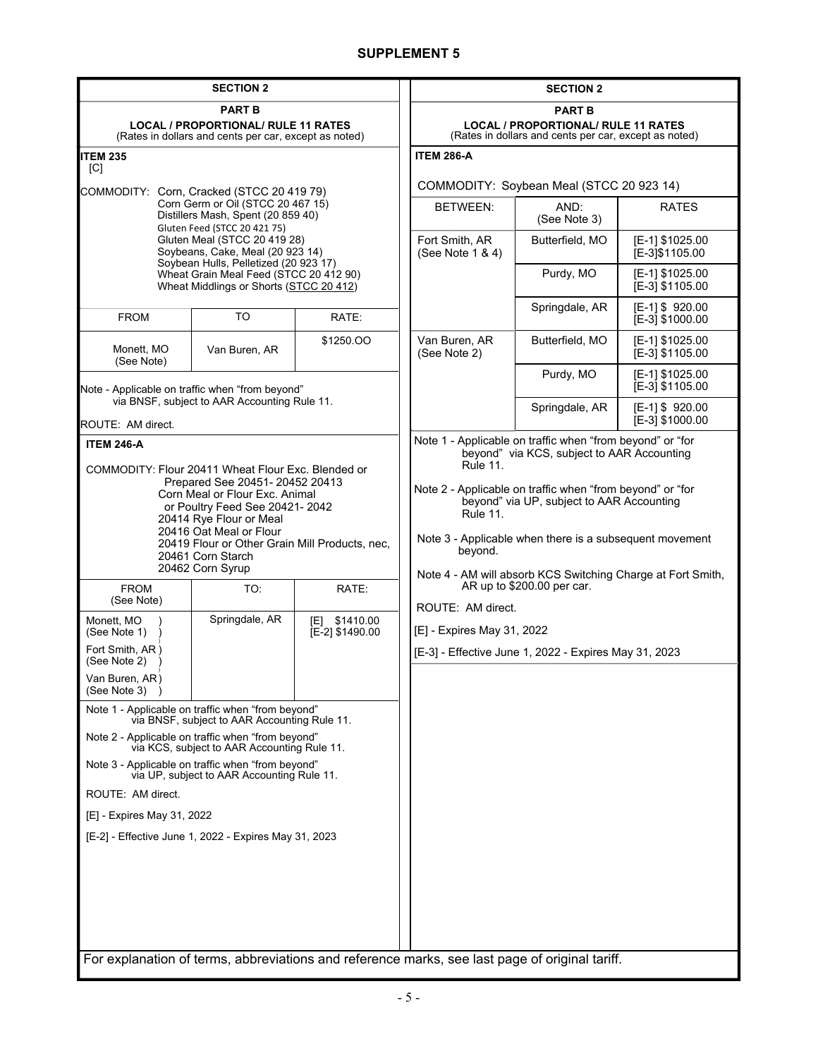# SUPPLEMENT 5

## SECTION 2

### PART B

**LOCAL / PROPORTIONAL/ RULE 11 RATES**
(Rates in dollars and cents per car, except as noted)

**ITEM 235**
[C]

COMMODITY: Corn, Cracked (STCC 20 419 79)
Corn Germ or Oil (STCC 20 467 15)
Distillers Mash, Spent (20 859 40)
Gluten Feed (STCC 20 421 75)
Gluten Meal (STCC 20 419 28)
Soybeans, Cake, Meal (20 923 14)
Soybean Hulls, Pelletized (20 923 17)
Wheat Grain Meal Feed (STCC 20 412 90)
Wheat Middlings or Shorts (STCC 20 412)

| FROM | TO | RATE: |
|---|---|---|
| Monett, MO (See Note) | Van Buren, AR | $1250.OO |

Note - Applicable on traffic when "from beyond" via BNSF, subject to AAR Accounting Rule 11.

ROUTE: AM direct.

**ITEM 246-A**

COMMODITY: Flour 20411 Wheat Flour Exc. Blended or Prepared See 20451- 20452 20413
Corn Meal or Flour Exc. Animal or Poultry Feed See 20421- 2042
20414 Rye Flour or Meal
20416 Oat Meal or Flour
20419 Flour or Other Grain Mill Products, nec,
20461 Corn Starch
20462 Corn Syrup

| FROM (See Note) | TO: | RATE: |
|---|---|---|
| Monett, MO (See Note 1) | Springdale, AR | [E] $1410.00 [E-2] $1490.00 |
| Fort Smith, AR (See Note 2) | | |
| Van Buren, AR (See Note 3) | | |

Note 1 - Applicable on traffic when "from beyond" via BNSF, subject to AAR Accounting Rule 11.

Note 2 - Applicable on traffic when "from beyond" via KCS, subject to AAR Accounting Rule 11.

Note 3 - Applicable on traffic when "from beyond" via UP, subject to AAR Accounting Rule 11.

ROUTE: AM direct.

[E] - Expires May 31, 2022

[E-2] - Effective June 1, 2022 - Expires May 31, 2023

## SECTION 2

### PART B

**LOCAL / PROPORTIONAL/ RULE 11 RATES**
(Rates in dollars and cents per car, except as noted)

**ITEM 286-A**

COMMODITY: Soybean Meal (STCC 20 923 14)

| BETWEEN: | AND: (See Note 3) | RATES |
|---|---|---|
| Fort Smith, AR (See Note 1 & 4) | Butterfield, MO | [E-1] $1025.00 [E-3]$1105.00 |
| | Purdy, MO | [E-1] $1025.00 [E-3] $1105.00 |
| | Springdale, AR | [E-1] $ 920.00 [E-3] $1000.00 |
| Van Buren, AR (See Note 2) | Butterfield, MO | [E-1] $1025.00 [E-3] $1105.00 |
| | Purdy, MO | [E-1] $1025.00 [E-3] $1105.00 |
| | Springdale, AR | [E-1] $ 920.00 [E-3] $1000.00 |

Note 1 - Applicable on traffic when "from beyond" or "for beyond" via KCS, subject to AAR Accounting Rule 11.

Note 2 - Applicable on traffic when "from beyond" or "for beyond" via UP, subject to AAR Accounting Rule 11.

Note 3 - Applicable when there is a subsequent movement beyond.

Note 4 - AM will absorb KCS Switching Charge at Fort Smith, AR up to $200.00 per car.

ROUTE: AM direct.

[E] - Expires May 31, 2022

[E-3] - Effective June 1, 2022 - Expires May 31, 2023

For explanation of terms, abbreviations and reference marks, see last page of original tariff.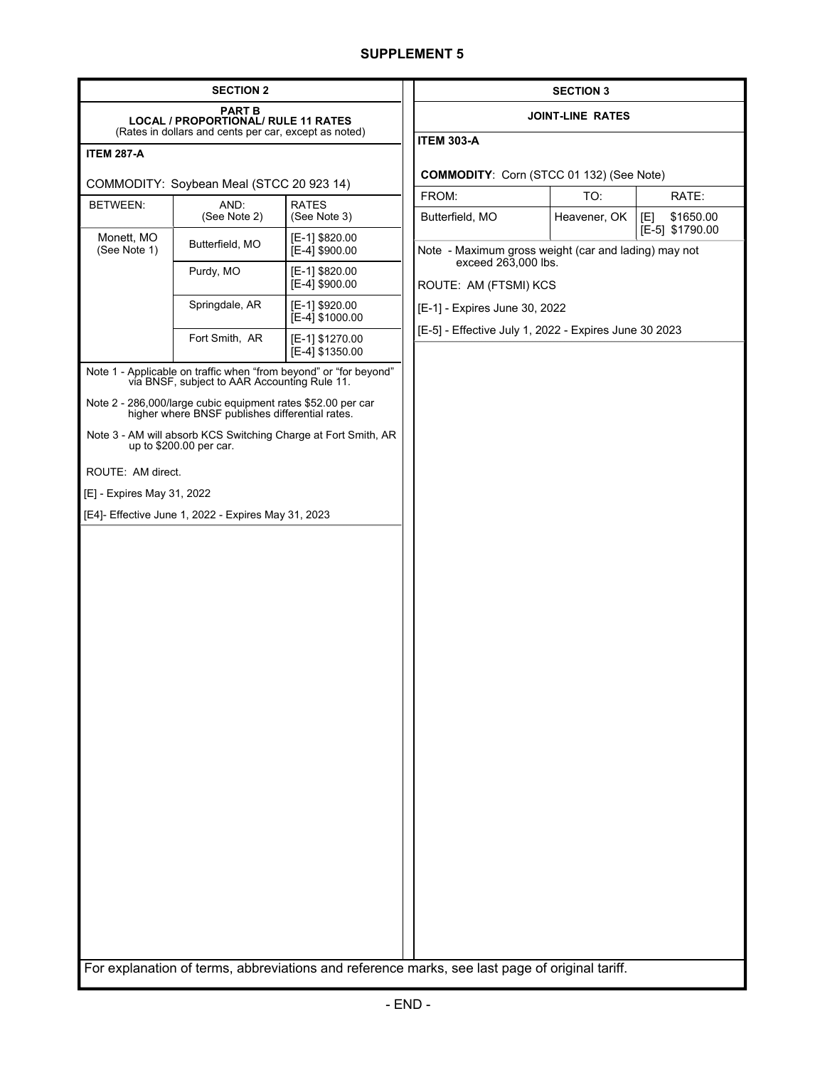# SUPPLEMENT 5

## SECTION 2

### PART B
### LOCAL / PROPORTIONAL/ RULE 11 RATES
(Rates in dollars and cents per car, except as noted)

**ITEM 287-A**

COMMODITY: Soybean Meal (STCC 20 923 14)

| BETWEEN: | AND: (See Note 2) | RATES (See Note 3) |
|---|---|---|
| Monett, MO (See Note 1) | Butterfield, MO | [E-1] $820.00 [E-4] $900.00 |
| | Purdy, MO | [E-1] $820.00 [E-4] $900.00 |
| | Springdale, AR | [E-1] $920.00 [E-4] $1000.00 |
| | Fort Smith, AR | [E-1] $1270.00 [E-4] $1350.00 |

Note 1 - Applicable on traffic when "from beyond" or "for beyond" via BNSF, subject to AAR Accounting Rule 11.

Note 2 - 286,000/large cubic equipment rates $52.00 per car higher where BNSF publishes differential rates.

Note 3 - AM will absorb KCS Switching Charge at Fort Smith, AR up to $200.00 per car.

ROUTE: AM direct.

[E] - Expires May 31, 2022

[E4]- Effective June 1, 2022 - Expires May 31, 2023

## SECTION 3

### JOINT-LINE RATES

**ITEM 303-A**

**COMMODITY**: Corn (STCC 01 132) (See Note)

| FROM: | TO: | RATE: |
|---|---|---|
| Butterfield, MO | Heavener, OK | [E] $1650.00 [E-5] $1790.00 |

Note - Maximum gross weight (car and lading) may not exceed 263,000 lbs.

ROUTE: AM (FTSMI) KCS

[E-1] - Expires June 30, 2022

[E-5] - Effective July 1, 2022 - Expires June 30 2023

For explanation of terms, abbreviations and reference marks, see last page of original tariff.

- END -